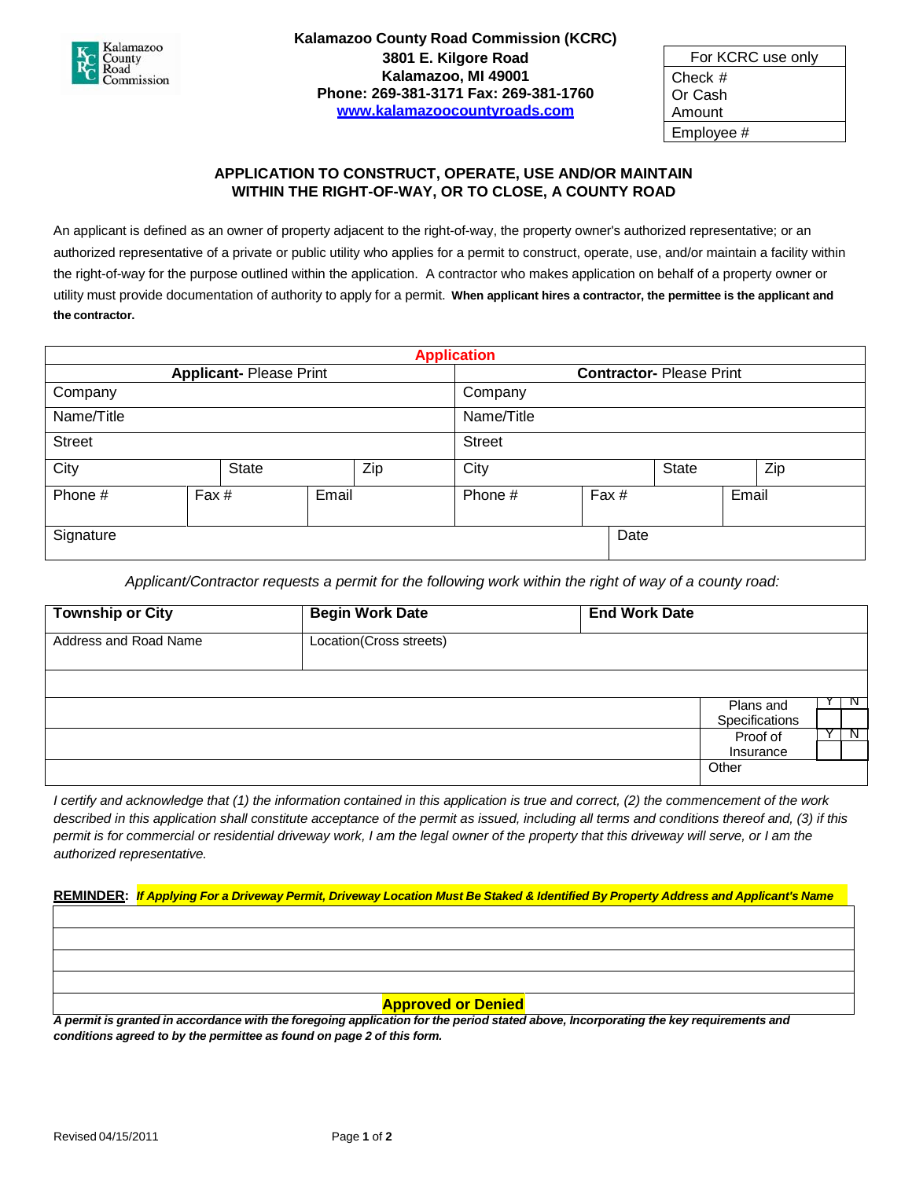Kalamazoo County Road Commission

**Kalamazoo County Road Commission (KCRC)**
**3801 E. Kilgore Road**
**Kalamazoo, MI 49001**
**Phone: 269-381-3171 Fax: 269-381-1760**
**www.kalamazoocountyroads.com**

| For KCRC use only |
|---|
| Check # Or Cash Amount |
| Employee # |

## APPLICATION TO CONSTRUCT, OPERATE, USE AND/OR MAINTAIN WITHIN THE RIGHT-OF-WAY, OR TO CLOSE, A COUNTY ROAD

An applicant is defined as an owner of property adjacent to the right-of-way, the property owner's authorized representative; or an authorized representative of a private or public utility who applies for a permit to construct, operate, use, and/or maintain a facility within the right-of-way for the purpose outlined within the application. A contractor who makes application on behalf of a property owner or utility must provide documentation of authority to apply for a permit. **When applicant hires a contractor, the permittee is the applicant and the contractor.**

**Application**

| **Applicant-** Please Print | | | **Contractor-** Please Print | | |
|---|---|---|---|---|---|
| Company | | | Company | | |
| Name/Title | | | Name/Title | | |
| Street | | | Street | | |
| City | State | Zip | City | State | Zip |
| Phone # | Fax # | Email | Phone # | Fax # | Email |
| Signature | | | | Date | |

*Applicant/Contractor requests a permit for the following work within the right of way of a county road:*

| **Township or City** | **Begin Work Date** | **End Work Date** | |
|---|---|---|---|
| Address and Road Name | Location(Cross streets) | | |
| | | | |
| | | | Plans and Specifications Y / N |
| | | | Proof of Insurance Y / N |
| | | | Other |

*I certify and acknowledge that (1) the information contained in this application is true and correct, (2) the commencement of the work described in this application shall constitute acceptance of the permit as issued, including all terms and conditions thereof and, (3) if this permit is for commercial or residential driveway work, I am the legal owner of the property that this driveway will serve, or I am the authorized representative.*

**REMINDER:** ***If Applying For a Driveway Permit, Driveway Location Must Be Staked & Identified By Property Address and Applicant's Name***

| |
|---|
| |
| |
| |
| |
| **Approved or Denied** |

***A permit is granted in accordance with the foregoing application for the period stated above, Incorporating the key requirements and conditions agreed to by the permittee as found on page 2 of this form.***

Revised 04/15/2011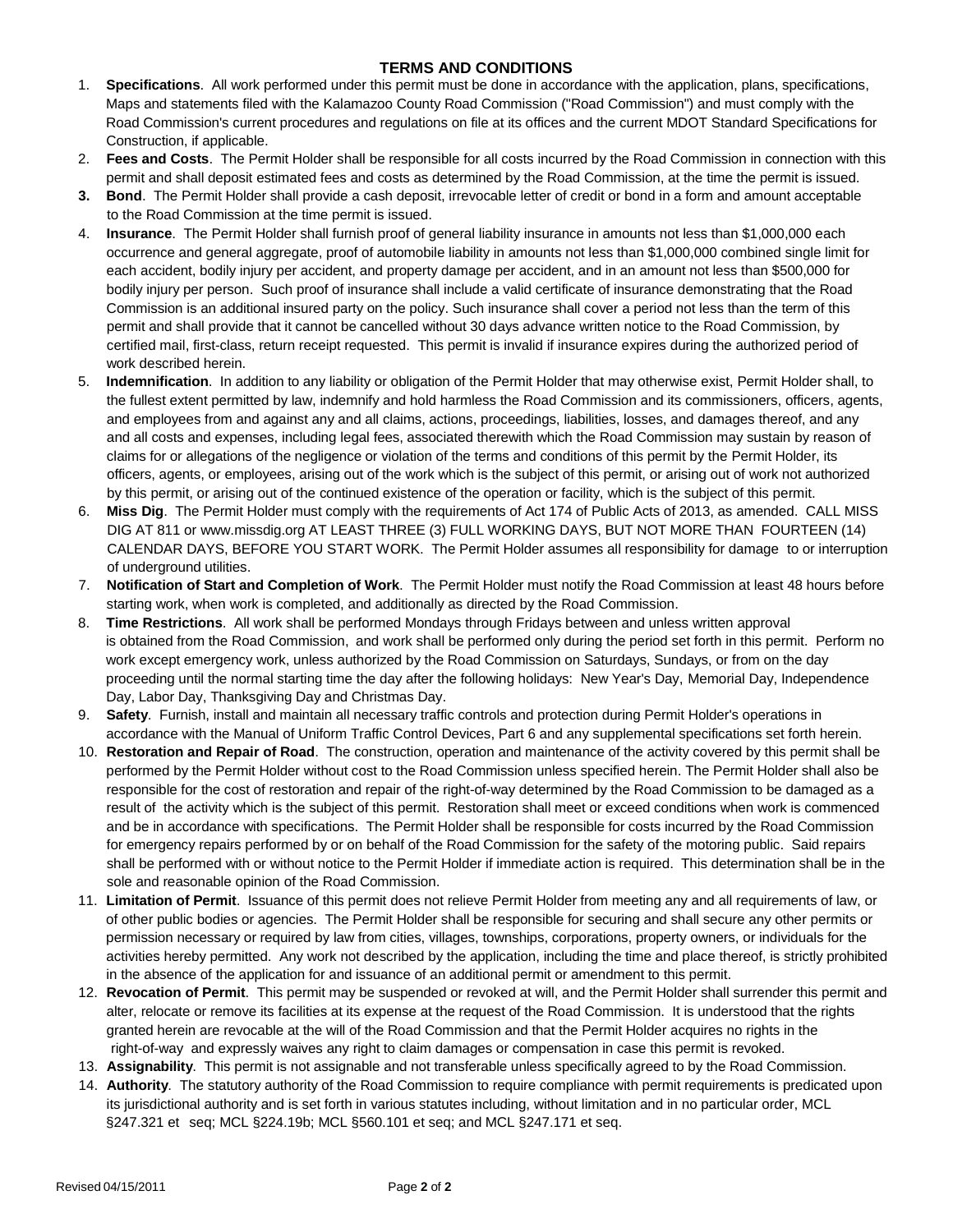## TERMS AND CONDITIONS

1. **Specifications**. All work performed under this permit must be done in accordance with the application, plans, specifications, Maps and statements filed with the Kalamazoo County Road Commission ("Road Commission") and must comply with the Road Commission's current procedures and regulations on file at its offices and the current MDOT Standard Specifications for Construction, if applicable.
2. **Fees and Costs**. The Permit Holder shall be responsible for all costs incurred by the Road Commission in connection with this permit and shall deposit estimated fees and costs as determined by the Road Commission, at the time the permit is issued.
3. **Bond**. The Permit Holder shall provide a cash deposit, irrevocable letter of credit or bond in a form and amount acceptable to the Road Commission at the time permit is issued.
4. **Insurance**. The Permit Holder shall furnish proof of general liability insurance in amounts not less than $1,000,000 each occurrence and general aggregate, proof of automobile liability in amounts not less than $1,000,000 combined single limit for each accident, bodily injury per accident, and property damage per accident, and in an amount not less than $500,000 for bodily injury per person. Such proof of insurance shall include a valid certificate of insurance demonstrating that the Road Commission is an additional insured party on the policy. Such insurance shall cover a period not less than the term of this permit and shall provide that it cannot be cancelled without 30 days advance written notice to the Road Commission, by certified mail, first-class, return receipt requested. This permit is invalid if insurance expires during the authorized period of work described herein.
5. **Indemnification**. In addition to any liability or obligation of the Permit Holder that may otherwise exist, Permit Holder shall, to the fullest extent permitted by law, indemnify and hold harmless the Road Commission and its commissioners, officers, agents, and employees from and against any and all claims, actions, proceedings, liabilities, losses, and damages thereof, and any and all costs and expenses, including legal fees, associated therewith which the Road Commission may sustain by reason of claims for or allegations of the negligence or violation of the terms and conditions of this permit by the Permit Holder, its officers, agents, or employees, arising out of the work which is the subject of this permit, or arising out of work not authorized by this permit, or arising out of the continued existence of the operation or facility, which is the subject of this permit.
6. **Miss Dig**. The Permit Holder must comply with the requirements of Act 174 of Public Acts of 2013, as amended. CALL MISS DIG AT 811 or www.missdig.org AT LEAST THREE (3) FULL WORKING DAYS, BUT NOT MORE THAN FOURTEEN (14) CALENDAR DAYS, BEFORE YOU START WORK. The Permit Holder assumes all responsibility for damage to or interruption of underground utilities.
7. **Notification of Start and Completion of Work**. The Permit Holder must notify the Road Commission at least 48 hours before starting work, when work is completed, and additionally as directed by the Road Commission.
8. **Time Restrictions**. All work shall be performed Mondays through Fridays between and unless written approval is obtained from the Road Commission, and work shall be performed only during the period set forth in this permit. Perform no work except emergency work, unless authorized by the Road Commission on Saturdays, Sundays, or from on the day proceeding until the normal starting time the day after the following holidays: New Year's Day, Memorial Day, Independence Day, Labor Day, Thanksgiving Day and Christmas Day.
9. **Safety**. Furnish, install and maintain all necessary traffic controls and protection during Permit Holder's operations in accordance with the Manual of Uniform Traffic Control Devices, Part 6 and any supplemental specifications set forth herein.
10. **Restoration and Repair of Road**. The construction, operation and maintenance of the activity covered by this permit shall be performed by the Permit Holder without cost to the Road Commission unless specified herein. The Permit Holder shall also be responsible for the cost of restoration and repair of the right-of-way determined by the Road Commission to be damaged as a result of the activity which is the subject of this permit. Restoration shall meet or exceed conditions when work is commenced and be in accordance with specifications. The Permit Holder shall be responsible for costs incurred by the Road Commission for emergency repairs performed by or on behalf of the Road Commission for the safety of the motoring public. Said repairs shall be performed with or without notice to the Permit Holder if immediate action is required. This determination shall be in the sole and reasonable opinion of the Road Commission.
11. **Limitation of Permit**. Issuance of this permit does not relieve Permit Holder from meeting any and all requirements of law, or of other public bodies or agencies. The Permit Holder shall be responsible for securing and shall secure any other permits or permission necessary or required by law from cities, villages, townships, corporations, property owners, or individuals for the activities hereby permitted. Any work not described by the application, including the time and place thereof, is strictly prohibited in the absence of the application for and issuance of an additional permit or amendment to this permit.
12. **Revocation of Permit**. This permit may be suspended or revoked at will, and the Permit Holder shall surrender this permit and alter, relocate or remove its facilities at its expense at the request of the Road Commission. It is understood that the rights granted herein are revocable at the will of the Road Commission and that the Permit Holder acquires no rights in the right-of-way and expressly waives any right to claim damages or compensation in case this permit is revoked.
13. **Assignability**. This permit is not assignable and not transferable unless specifically agreed to by the Road Commission.
14. **Authority**. The statutory authority of the Road Commission to require compliance with permit requirements is predicated upon its jurisdictional authority and is set forth in various statutes including, without limitation and in no particular order, MCL §247.321 et seq; MCL §224.19b; MCL §560.101 et seq; and MCL §247.171 et seq.

Revised 04/15/2011